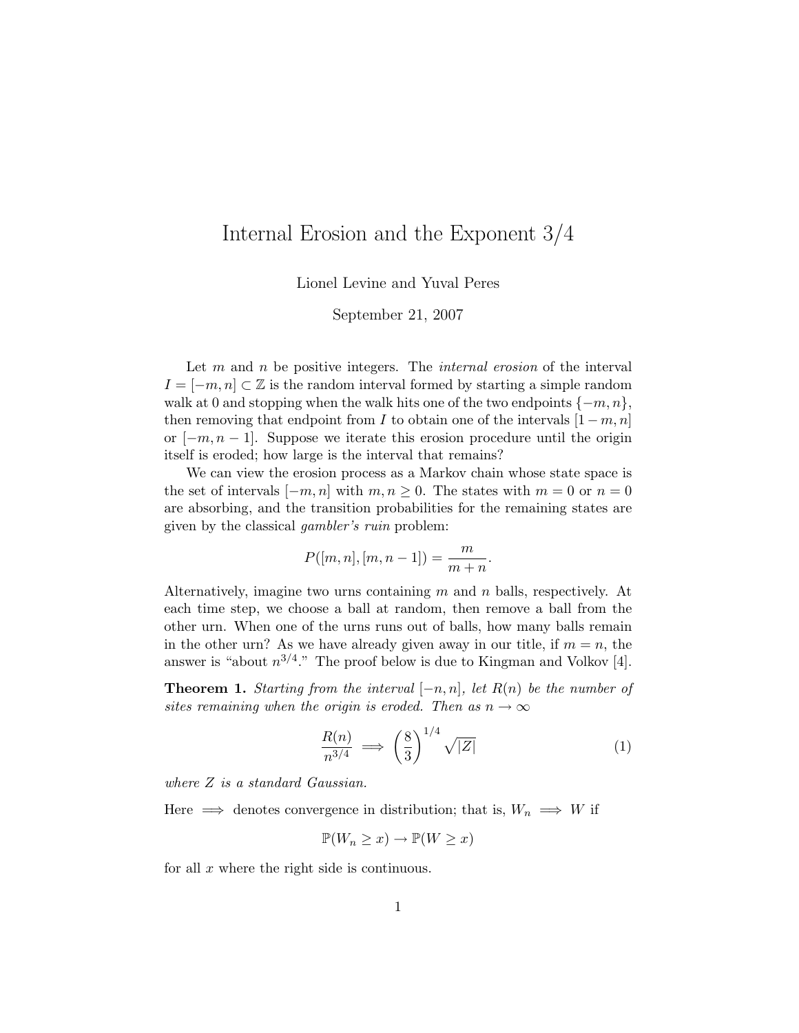# Internal Erosion and the Exponent 3/4

Lionel Levine and Yuval Peres

September 21, 2007

Let $m$ and $n$ be positive integers. The *internal erosion* of the interval $I = [-m, n] \subset \mathbb{Z}$ is the random interval formed by starting a simple random walk at 0 and stopping when the walk hits one of the two endpoints $\{-m, n\}$, then removing that endpoint from $I$ to obtain one of the intervals $[1-m, n]$ or $[-m, n-1]$. Suppose we iterate this erosion procedure until the origin itself is eroded; how large is the interval that remains?

We can view the erosion process as a Markov chain whose state space is the set of intervals $[-m, n]$ with $m, n \geq 0$. The states with $m = 0$ or $n = 0$ are absorbing, and the transition probabilities for the remaining states are given by the classical *gambler's ruin* problem:

$$P([m, n], [m, n-1]) = \frac{m}{m+n}.$$

Alternatively, imagine two urns containing $m$ and $n$ balls, respectively. At each time step, we choose a ball at random, then remove a ball from the other urn. When one of the urns runs out of balls, how many balls remain in the other urn? As we have already given away in our title, if $m = n$, the answer is "about $n^{3/4}$." The proof below is due to Kingman and Volkov [4].

**Theorem 1.** *Starting from the interval $[-n, n]$, let $R(n)$ be the number of sites remaining when the origin is eroded. Then as $n \to \infty$*

$$\frac{R(n)}{n^{3/4}} \implies \left(\frac{8}{3}\right)^{1/4} \sqrt{|Z|} \tag{1}$$

*where $Z$ is a standard Gaussian.*

Here $\implies$ denotes convergence in distribution; that is, $W_n \implies W$ if

$$\mathbb{P}(W_n \geq x) \to \mathbb{P}(W \geq x)$$

for all $x$ where the right side is continuous.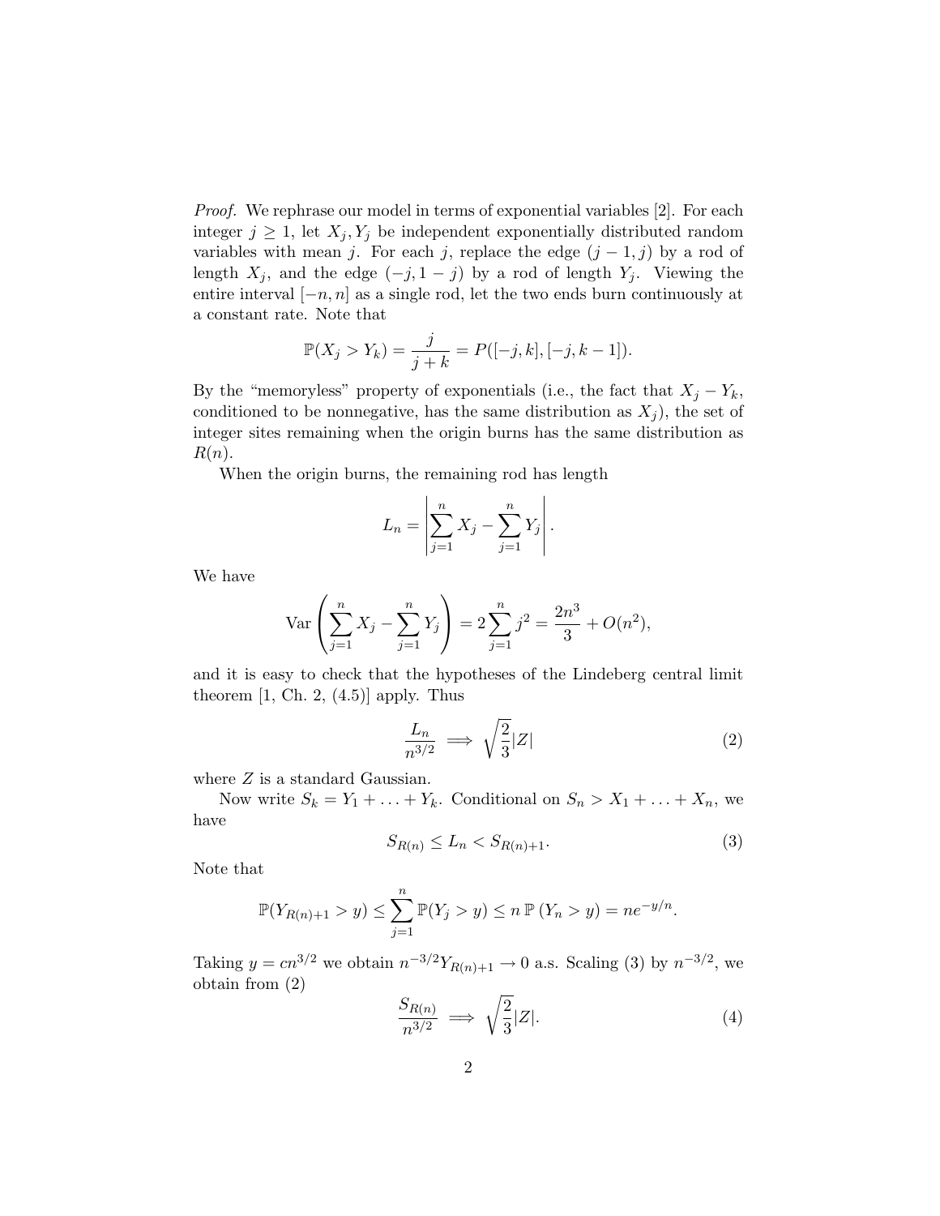*Proof.* We rephrase our model in terms of exponential variables [2]. For each integer $j \geq 1$, let $X_j, Y_j$ be independent exponentially distributed random variables with mean $j$. For each $j$, replace the edge $(j-1, j)$ by a rod of length $X_j$, and the edge $(-j, 1-j)$ by a rod of length $Y_j$. Viewing the entire interval $[-n, n]$ as a single rod, let the two ends burn continuously at a constant rate. Note that

$$\mathbb{P}(X_j > Y_k) = \frac{j}{j+k} = P([-j,k],[-j,k-1]).$$

By the "memoryless" property of exponentials (i.e., the fact that $X_j - Y_k$, conditioned to be nonnegative, has the same distribution as $X_j$), the set of integer sites remaining when the origin burns has the same distribution as $R(n)$.

When the origin burns, the remaining rod has length

$$L_n = \left| \sum_{j=1}^{n} X_j - \sum_{j=1}^{n} Y_j \right|.$$

We have

$$\mathrm{Var}\left( \sum_{j=1}^{n} X_j - \sum_{j=1}^{n} Y_j \right) = 2\sum_{j=1}^{n} j^2 = \frac{2n^3}{3} + O(n^2),$$

and it is easy to check that the hypotheses of the Lindeberg central limit theorem [1, Ch. 2, (4.5)] apply. Thus

$$\frac{L_n}{n^{3/2}} \implies \sqrt{\frac{2}{3}}|Z| \tag{2}$$

where $Z$ is a standard Gaussian.

Now write $S_k = Y_1 + \ldots + Y_k$. Conditional on $S_n > X_1 + \ldots + X_n$, we have

$$S_{R(n)} \leq L_n < S_{R(n)+1}. \tag{3}$$

Note that

$$\mathbb{P}(Y_{R(n)+1} > y) \leq \sum_{j=1}^{n} \mathbb{P}(Y_j > y) \leq n\,\mathbb{P}\left(Y_n > y\right) = ne^{-y/n}.$$

Taking $y = cn^{3/2}$ we obtain $n^{-3/2} Y_{R(n)+1} \to 0$ a.s. Scaling (3) by $n^{-3/2}$, we obtain from (2)

$$\frac{S_{R(n)}}{n^{3/2}} \implies \sqrt{\frac{2}{3}}|Z|. \tag{4}$$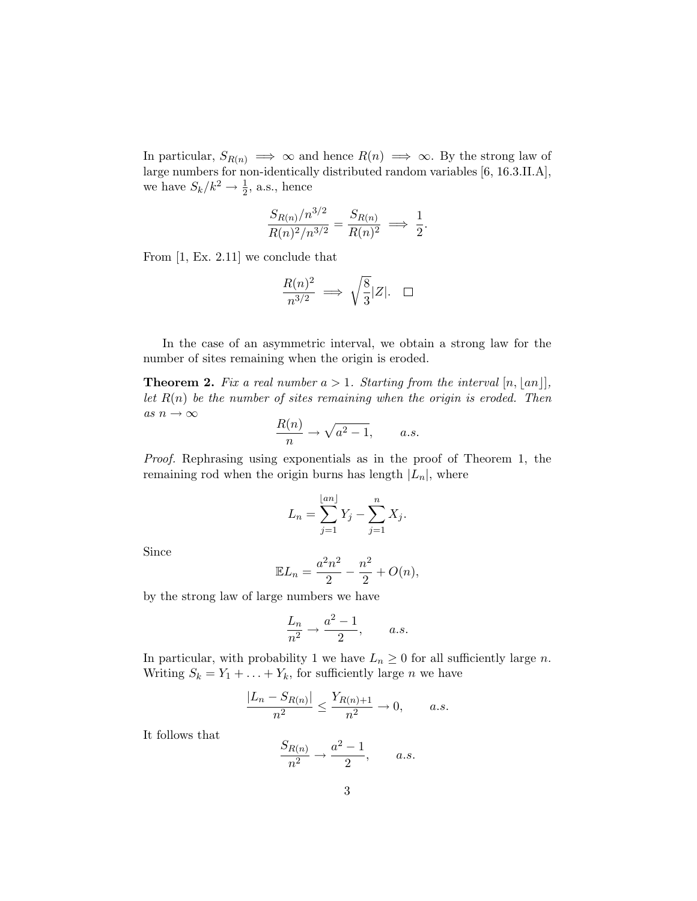In particular, $S_{R(n)} \implies \infty$ and hence $R(n) \implies \infty$. By the strong law of large numbers for non-identically distributed random variables [6, 16.3.II.A], we have $S_k/k^2 \to \frac{1}{2}$, a.s., hence

$$\frac{S_{R(n)}/n^{3/2}}{R(n)^2/n^{3/2}} = \frac{S_{R(n)}}{R(n)^2} \implies \frac{1}{2}.$$

From [1, Ex. 2.11] we conclude that

$$\frac{R(n)^2}{n^{3/2}} \implies \sqrt{\frac{8}{3}}|Z|. \quad \square$$

In the case of an asymmetric interval, we obtain a strong law for the number of sites remaining when the origin is eroded.

**Theorem 2.** *Fix a real number $a > 1$. Starting from the interval $[n, \lfloor an \rfloor]$, let $R(n)$ be the number of sites remaining when the origin is eroded. Then as $n \to \infty$*

$$\frac{R(n)}{n} \to \sqrt{a^2 - 1}, \qquad a.s.$$

*Proof.* Rephrasing using exponentials as in the proof of Theorem 1, the remaining rod when the origin burns has length $|L_n|$, where

$$L_n = \sum_{j=1}^{\lfloor an \rfloor} Y_j - \sum_{j=1}^{n} X_j.$$

Since

$$\mathbb{E} L_n = \frac{a^2 n^2}{2} - \frac{n^2}{2} + O(n),$$

by the strong law of large numbers we have

$$\frac{L_n}{n^2} \to \frac{a^2 - 1}{2}, \qquad a.s.$$

In particular, with probability 1 we have $L_n \geq 0$ for all sufficiently large $n$. Writing $S_k = Y_1 + \ldots + Y_k$, for sufficiently large $n$ we have

$$\frac{|L_n - S_{R(n)}|}{n^2} \leq \frac{Y_{R(n)+1}}{n^2} \to 0, \qquad a.s.$$

It follows that

$$\frac{S_{R(n)}}{n^2} \to \frac{a^2 - 1}{2}, \qquad a.s.$$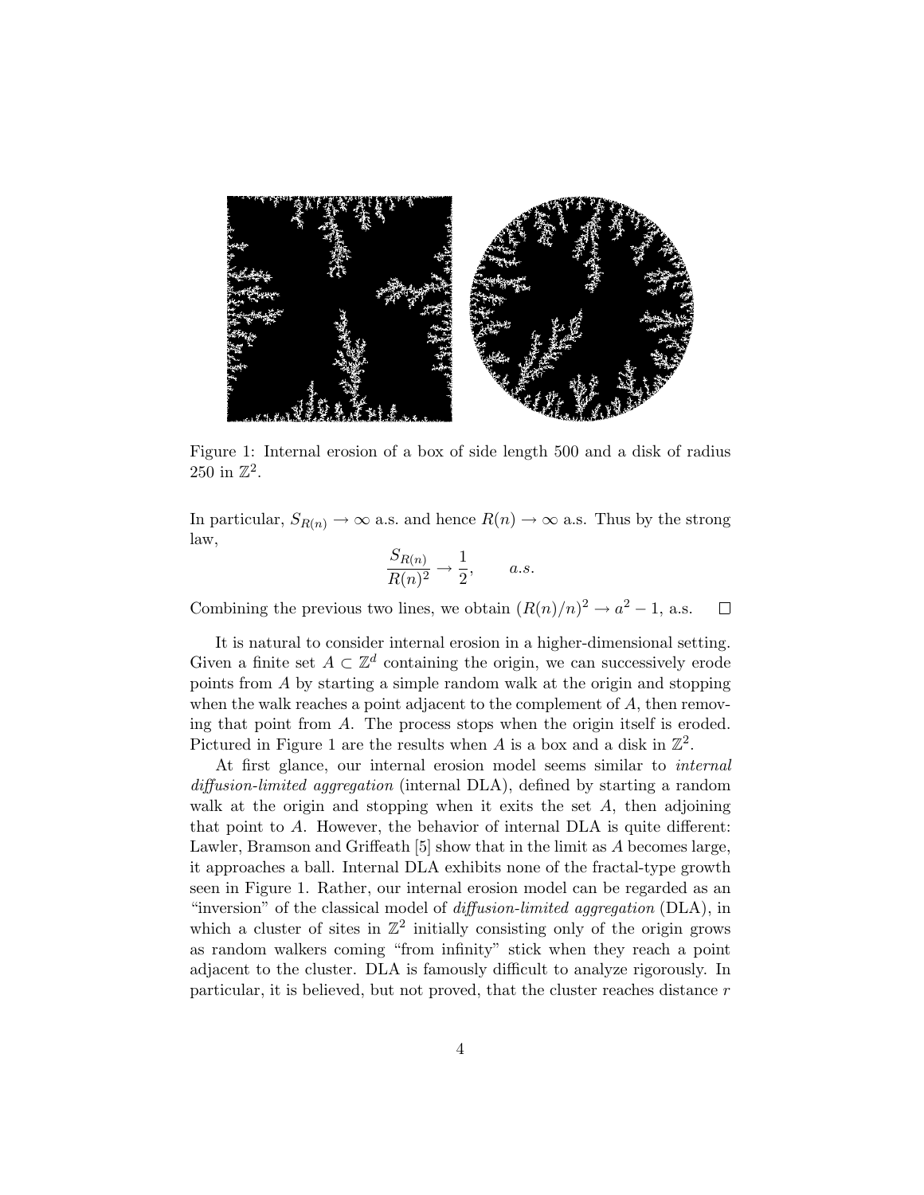Figure 1: Internal erosion of a box of side length 500 and a disk of radius 250 in $\mathbb{Z}^2$.

In particular, $S_{R(n)} \to \infty$ a.s. and hence $R(n) \to \infty$ a.s. Thus by the strong law,

$$\frac{S_{R(n)}}{R(n)^2} \to \frac{1}{2}, \qquad a.s.$$

Combining the previous two lines, we obtain $(R(n)/n)^2 \to a^2 - 1$, a.s. $\square$

It is natural to consider internal erosion in a higher-dimensional setting. Given a finite set $A \subset \mathbb{Z}^d$ containing the origin, we can successively erode points from $A$ by starting a simple random walk at the origin and stopping when the walk reaches a point adjacent to the complement of $A$, then removing that point from $A$. The process stops when the origin itself is eroded. Pictured in Figure 1 are the results when $A$ is a box and a disk in $\mathbb{Z}^2$.

At first glance, our internal erosion model seems similar to *internal diffusion-limited aggregation* (internal DLA), defined by starting a random walk at the origin and stopping when it exits the set $A$, then adjoining that point to $A$. However, the behavior of internal DLA is quite different: Lawler, Bramson and Griffeath [5] show that in the limit as $A$ becomes large, it approaches a ball. Internal DLA exhibits none of the fractal-type growth seen in Figure 1. Rather, our internal erosion model can be regarded as an "inversion" of the classical model of *diffusion-limited aggregation* (DLA), in which a cluster of sites in $\mathbb{Z}^2$ initially consisting only of the origin grows as random walkers coming "from infinity" stick when they reach a point adjacent to the cluster. DLA is famously difficult to analyze rigorously. In particular, it is believed, but not proved, that the cluster reaches distance $r$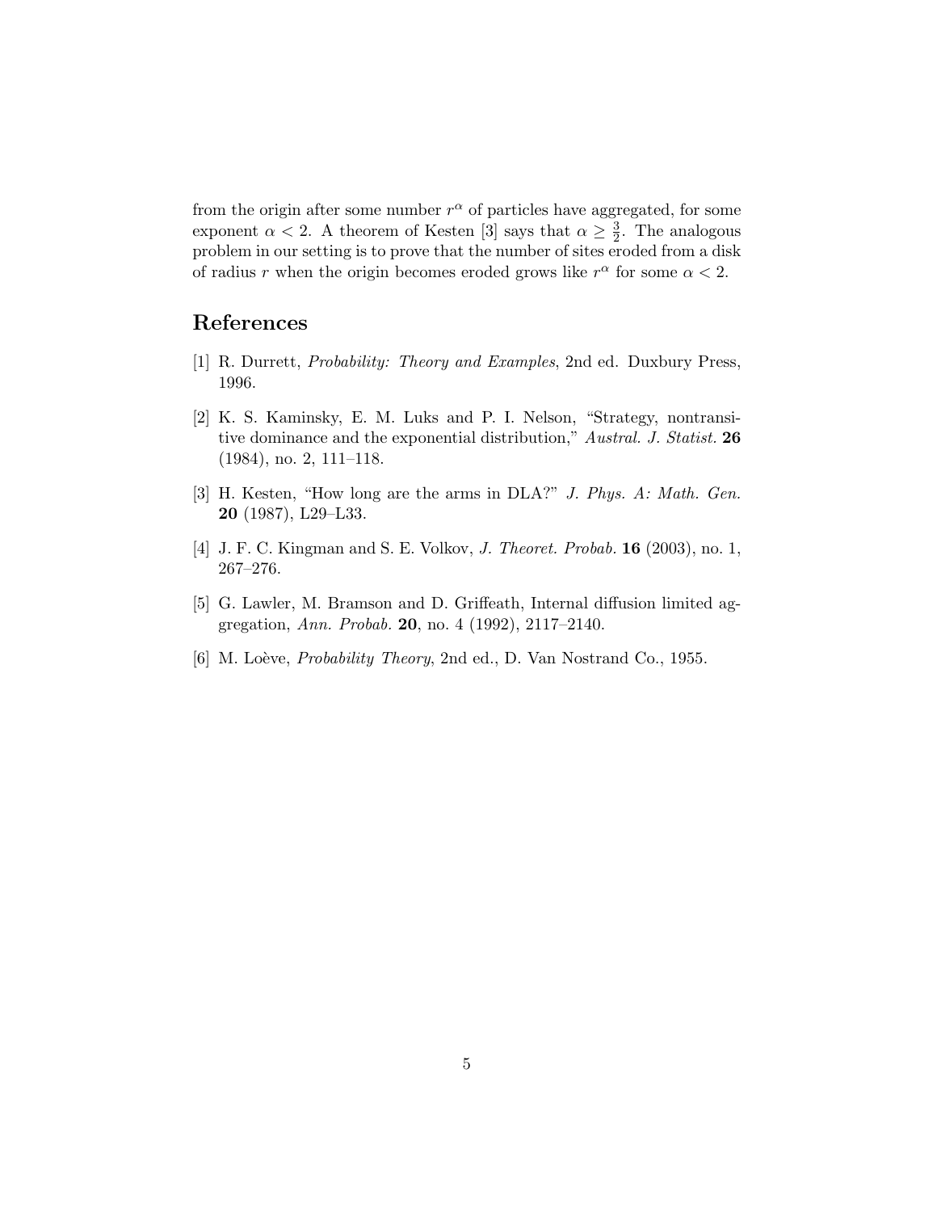from the origin after some number $r^\alpha$ of particles have aggregated, for some exponent $\alpha < 2$. A theorem of Kesten [3] says that $\alpha \geq \frac{3}{2}$. The analogous problem in our setting is to prove that the number of sites eroded from a disk of radius $r$ when the origin becomes eroded grows like $r^\alpha$ for some $\alpha < 2$.

## References

[1] R. Durrett, *Probability: Theory and Examples*, 2nd ed. Duxbury Press, 1996.

[2] K. S. Kaminsky, E. M. Luks and P. I. Nelson, "Strategy, nontransitive dominance and the exponential distribution," *Austral. J. Statist.* **26** (1984), no. 2, 111–118.

[3] H. Kesten, "How long are the arms in DLA?" *J. Phys. A: Math. Gen.* **20** (1987), L29–L33.

[4] J. F. C. Kingman and S. E. Volkov, *J. Theoret. Probab.* **16** (2003), no. 1, 267–276.

[5] G. Lawler, M. Bramson and D. Griffeath, Internal diffusion limited aggregation, *Ann. Probab.* **20**, no. 4 (1992), 2117–2140.

[6] M. Loève, *Probability Theory*, 2nd ed., D. Van Nostrand Co., 1955.